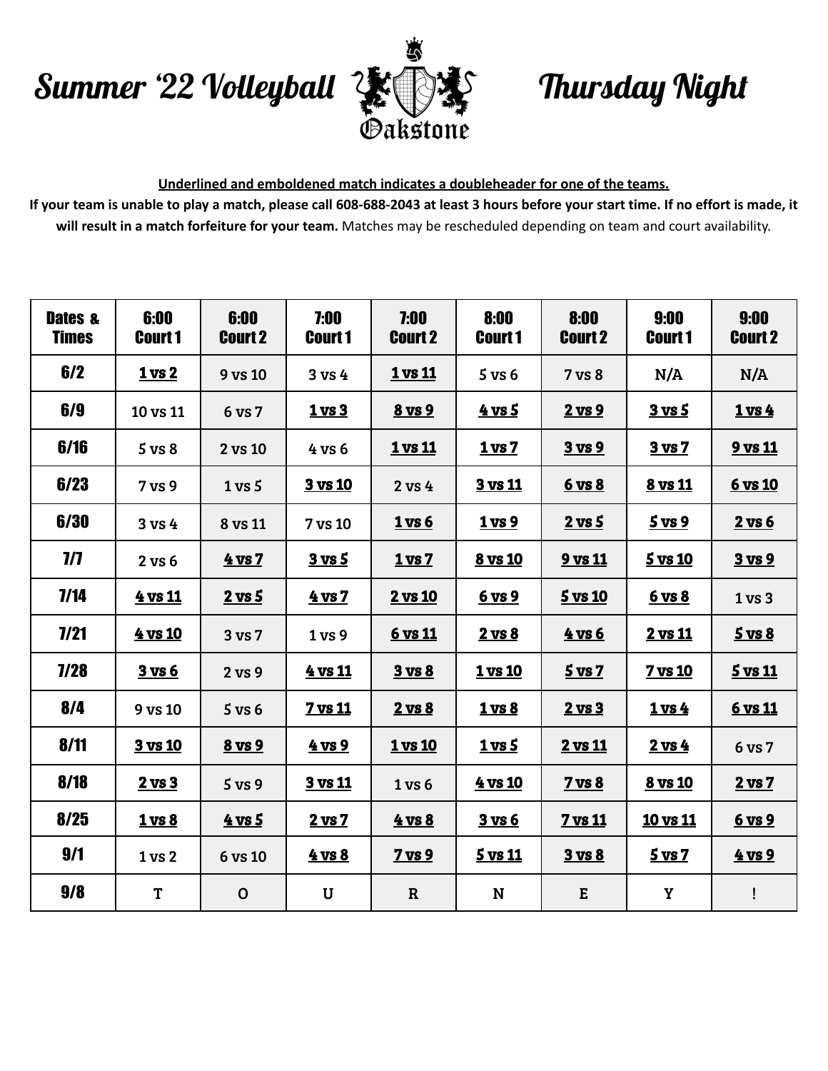# Summer '22 Volleyball Oakstone Thursday Night

**Underlined and emboldened match indicates a doubleheader for one of the teams.**

**If your team is unable to play a match, please call 608-688-2043 at least 3 hours before your start time. If no effort is made, it will result in a match forfeiture for your team.** Matches may be rescheduled depending on team and court availability.

| Dates & Times | 6:00 Court 1 | 6:00 Court 2 | 7:00 Court 1 | 7:00 Court 2 | 8:00 Court 1 | 8:00 Court 2 | 9:00 Court 1 | 9:00 Court 2 |
|---|---|---|---|---|---|---|---|---|
| 6/2 | **1 vs 2** | 9 vs 10 | 3 vs 4 | **1 vs 11** | 5 vs 6 | 7 vs 8 | N/A | N/A |
| 6/9 | 10 vs 11 | 6 vs 7 | **1 vs 3** | **8 vs 9** | **4 vs 5** | **2 vs 9** | **3 vs 5** | **1 vs 4** |
| 6/16 | 5 vs 8 | 2 vs 10 | 4 vs 6 | **1 vs 11** | **1 vs 7** | **3 vs 9** | **3 vs 7** | **9 vs 11** |
| 6/23 | 7 vs 9 | 1 vs 5 | **3 vs 10** | 2 vs 4 | **3 vs 11** | **6 vs 8** | **8 vs 11** | **6 vs 10** |
| 6/30 | 3 vs 4 | 8 vs 11 | 7 vs 10 | **1 vs 6** | **1 vs 9** | **2 vs 5** | **5 vs 9** | **2 vs 6** |
| 7/7 | 2 vs 6 | **4 vs 7** | **3 vs 5** | **1 vs 7** | **8 vs 10** | **9 vs 11** | **5 vs 10** | **3 vs 9** |
| 7/14 | **4 vs 11** | **2 vs 5** | **4 vs 7** | **2 vs 10** | **6 vs 9** | **5 vs 10** | **6 vs 8** | 1 vs 3 |
| 7/21 | **4 vs 10** | 3 vs 7 | 1 vs 9 | **6 vs 11** | **2 vs 8** | **4 vs 6** | **2 vs 11** | **5 vs 8** |
| 7/28 | **3 vs 6** | 2 vs 9 | **4 vs 11** | **3 vs 8** | **1 vs 10** | **5 vs 7** | **7 vs 10** | **5 vs 11** |
| 8/4 | 9 vs 10 | 5 vs 6 | **7 vs 11** | **2 vs 8** | **1 vs 8** | **2 vs 3** | **1 vs 4** | **6 vs 11** |
| 8/11 | **3 vs 10** | **8 vs 9** | **4 vs 9** | **1 vs 10** | **1 vs 5** | **2 vs 11** | **2 vs 4** | 6 vs 7 |
| 8/18 | **2 vs 3** | 5 vs 9 | **3 vs 11** | 1 vs 6 | **4 vs 10** | **7 vs 8** | **8 vs 10** | **2 vs 7** |
| 8/25 | **1 vs 8** | **4 vs 5** | **2 vs 7** | **4 vs 8** | **3 vs 6** | **7 vs 11** | **10 vs 11** | **6 vs 9** |
| 9/1 | 1 vs 2 | 6 vs 10 | **4 vs 8** | **7 vs 9** | **5 vs 11** | **3 vs 8** | **5 vs 7** | **4 vs 9** |
| 9/8 | T | O | U | R | N | E | Y | ! |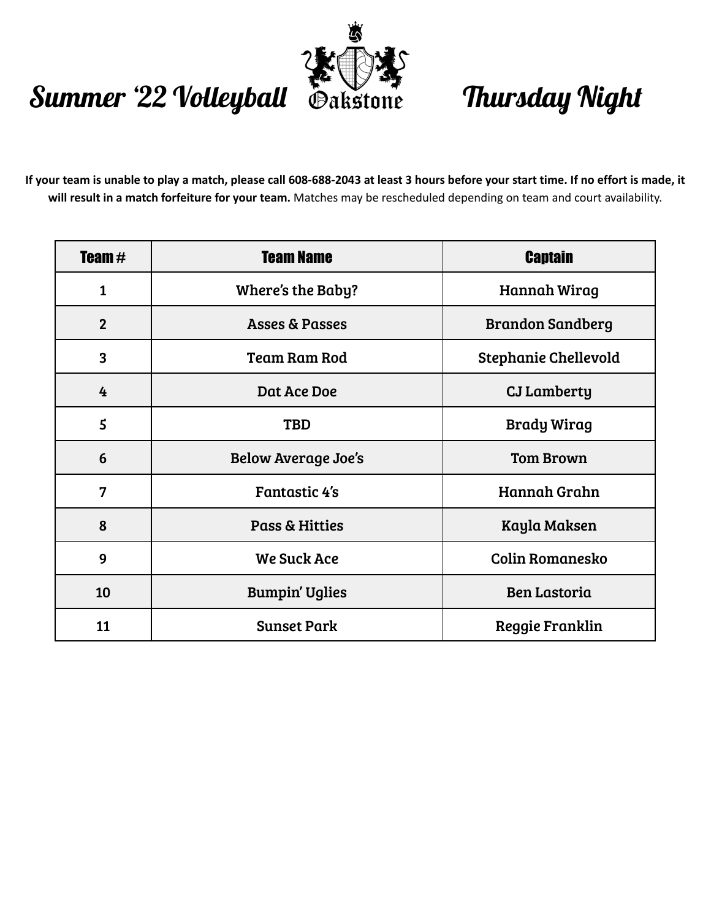# Summer '22 Volleyball Oakstone Thursday Night

**If your team is unable to play a match, please call 608-688-2043 at least 3 hours before your start time. If no effort is made, it will result in a match forfeiture for your team.** Matches may be rescheduled depending on team and court availability.

| Team # | Team Name | Captain |
|---|---|---|
| 1 | Where's the Baby? | Hannah Wirag |
| 2 | Asses & Passes | Brandon Sandberg |
| 3 | Team Ram Rod | Stephanie Chellevold |
| 4 | Dat Ace Doe | CJ Lamberty |
| 5 | TBD | Brady Wirag |
| 6 | Below Average Joe's | Tom Brown |
| 7 | Fantastic 4's | Hannah Grahn |
| 8 | Pass & Hitties | Kayla Maksen |
| 9 | We Suck Ace | Colin Romanesko |
| 10 | Bumpin' Uglies | Ben Lastoria |
| 11 | Sunset Park | Reggie Franklin |